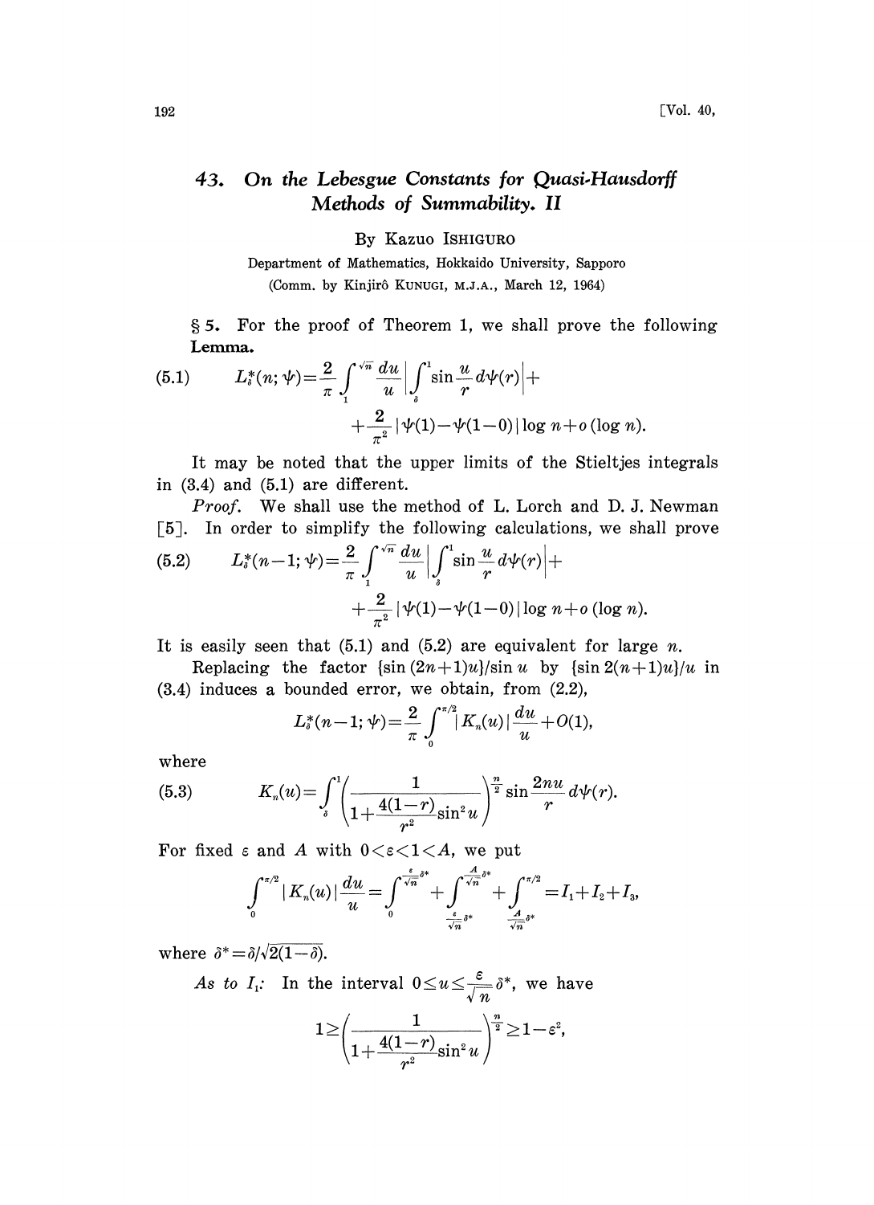# 43. On the Lebesgue Constants for Quasi-Hausdorff Methods of Summability. II

By Kazuo ISHIGURO

Department of Mathematics, Hokkaido University, Sapporo

(Comm. by Kinjirô KUNUGI, M.J.A., March 12, 1964)

§ 5. For the proof of Theorem 1, we shall prove the following

**Lemma.**

$$L_\delta^*(n;\psi)=\frac{2}{\pi}\int_1^{\sqrt{n}}\frac{du}{u}\left|\int_\delta^1 \sin\frac{u}{r}\,d\psi(r)\right|+ \tag{5.1}$$
$$+\frac{2}{\pi^2}\,|\psi(1)-\psi(1-0)|\log n+o(\log n).$$

It may be noted that the upper limits of the Stieltjes integrals in (3.4) and (5.1) are different.

*Proof.* We shall use the method of L. Lorch and D. J. Newman [5]. In order to simplify the following calculations, we shall prove

$$L_\delta^*(n-1;\psi)=\frac{2}{\pi}\int_1^{\sqrt{n}}\frac{du}{u}\left|\int_\delta^1 \sin\frac{u}{r}\,d\psi(r)\right|+ \tag{5.2}$$
$$+\frac{2}{\pi^2}\,|\psi(1)-\psi(1-0)|\log n+o(\log n).$$

It is easily seen that (5.1) and (5.2) are equivalent for large $n$.

Replacing the factor $\{\sin(2n+1)u\}/\sin u$ by $\{\sin 2(n+1)u\}/u$ in (3.4) induces a bounded error, we obtain, from (2.2),

$$L_\delta^*(n-1;\psi)=\frac{2}{\pi}\int_0^{\pi/2}|K_n(u)|\frac{du}{u}+O(1),$$

where

$$K_n(u)=\int_\delta^1\left(\frac{1}{1+\frac{4(1-r)}{r^2}\sin^2 u}\right)^{\frac{n}{2}}\sin\frac{2nu}{r}\,d\psi(r). \tag{5.3}$$

For fixed $\varepsilon$ and $A$ with $0<\varepsilon<1<A$, we put

$$\int_0^{\pi/2}|K_n(u)|\frac{du}{u}=\int_0^{\frac{\varepsilon}{\sqrt{n}}\delta^*}+\int_{\frac{\varepsilon}{\sqrt{n}}\delta^*}^{\frac{A}{\sqrt{n}}\delta^*}+\int_{\frac{A}{\sqrt{n}}\delta^*}^{\pi/2}=I_1+I_2+I_3,$$

where $\delta^*=\delta/\sqrt{2(1-\delta)}$.

*As to* $I_1$: In the interval $0\le u\le\frac{\varepsilon}{\sqrt{n}}\delta^*$, we have

$$1\ge\left(\frac{1}{1+\frac{4(1-r)}{r^2}\sin^2 u}\right)^{\frac{n}{2}}\ge 1-\varepsilon^2,$$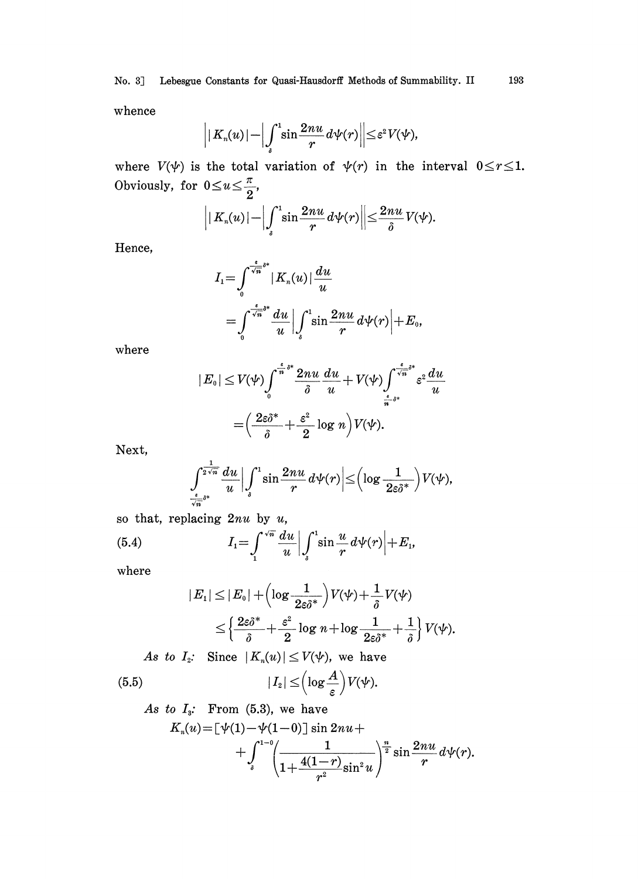whence

$$\left| |K_n(u)| - \left| \int_\delta^1 \sin \frac{2nu}{r} d\psi(r) \right| \right| \leq \varepsilon^2 V(\psi),$$

where $V(\psi)$ is the total variation of $\psi(r)$ in the interval $0 \leq r \leq 1$. Obviously, for $0 \leq u \leq \frac{\pi}{2}$,

$$\left| |K_n(u)| - \left| \int_\delta^1 \sin \frac{2nu}{r} d\psi(r) \right| \right| \leq \frac{2nu}{\delta} V(\psi).$$

Hence,

$$I_1 = \int_0^{\frac{\varepsilon}{\sqrt{n}}\delta^*} |K_n(u)| \frac{du}{u}$$

$$= \int_0^{\frac{\varepsilon}{\sqrt{n}}\delta^*} \frac{du}{u} \left| \int_\delta^1 \sin \frac{2nu}{r} d\psi(r) \right| + E_0,$$

where

$$|E_0| \leq V(\psi) \int_0^{\frac{\varepsilon}{n}\delta^*} \frac{2nu}{\delta} \frac{du}{u} + V(\psi) \int_{\frac{\varepsilon}{n}\delta^*}^{\frac{\varepsilon}{\sqrt{n}}\delta^*} \varepsilon^2 \frac{du}{u}$$

$$= \left( \frac{2\varepsilon\delta^*}{\delta} + \frac{\varepsilon^2}{2} \log n \right) V(\psi).$$

Next,

$$\int_{\frac{\varepsilon}{\sqrt{n}}\delta^*}^{\frac{1}{2\sqrt{n}}} \frac{du}{u} \left| \int_\delta^1 \sin \frac{2nu}{r} d\psi(r) \right| \leq \left( \log \frac{1}{2\varepsilon\delta^*} \right) V(\psi),$$

so that, replacing $2nu$ by $u$,

$$I_1 = \int_1^{\sqrt{n}} \frac{du}{u} \left| \int_\delta^1 \sin \frac{u}{r} d\psi(r) \right| + E_1, \tag{5.4}$$

where

$$|E_1| \leq |E_0| + \left( \log \frac{1}{2\varepsilon\delta^*} \right) V(\psi) + \frac{1}{\delta} V(\psi)$$

$$\leq \left\{ \frac{2\varepsilon\delta^*}{\delta} + \frac{\varepsilon^2}{2} \log n + \log \frac{1}{2\varepsilon\delta^*} + \frac{1}{\delta} \right\} V(\psi).$$

*As to* $I_2$: Since $|K_n(u)| \leq V(\psi)$, we have

$$|I_2| \leq \left( \log \frac{A}{\varepsilon} \right) V(\psi). \tag{5.5}$$

*As to* $I_3$: From (5.3), we have

$$K_n(u) = [\psi(1) - \psi(1-0)] \sin 2nu + \int_\delta^{1-0} \left( \frac{1}{1 + \frac{4(1-r)}{r^2} \sin^2 u} \right)^{\frac{n}{2}} \sin \frac{2nu}{r} d\psi(r).$$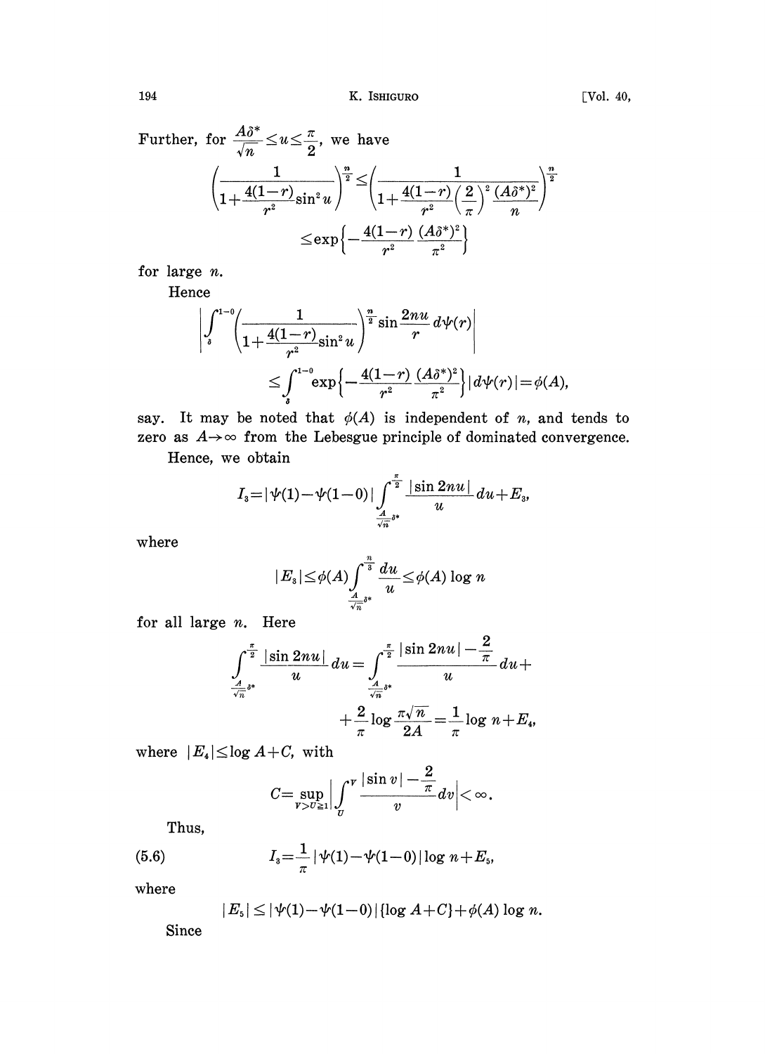Further, for $\frac{A\delta^*}{\sqrt{n}} \leq u \leq \frac{\pi}{2}$, we have

$$\left(\frac{1}{1+\frac{4(1-r)}{r^2}\sin^2 u}\right)^{\frac{n}{2}} \leq \left(\frac{1}{1+\frac{4(1-r)}{r^2}\left(\frac{2}{\pi}\right)^2\frac{(A\delta^*)^2}{n}}\right)^{\frac{n}{2}}$$

$$\leq \exp\left\{-\frac{4(1-r)}{r^2}\frac{(A\delta^*)^2}{\pi^2}\right\}$$

for large $n$.

Hence

$$\left|\int_{\delta}^{1-0}\left(\frac{1}{1+\frac{4(1-r)}{r^2}\sin^2 u}\right)^{\frac{n}{2}}\sin\frac{2nu}{r}\,d\psi(r)\right|$$

$$\leq \int_{\delta}^{1-0}\exp\left\{-\frac{4(1-r)}{r^2}\frac{(A\delta^*)^2}{\pi^2}\right\}|d\psi(r)| = \phi(A),$$

say. It may be noted that $\phi(A)$ is independent of $n$, and tends to zero as $A\to\infty$ from the Lebesgue principle of dominated convergence.

Hence, we obtain

$$I_3 = |\psi(1)-\psi(1-0)|\int_{\frac{A}{\sqrt{n}}\delta^*}^{\frac{\pi}{2}}\frac{|\sin 2nu|}{u}\,du + E_3,$$

where

$$|E_3| \leq \phi(A)\int_{\frac{A}{\sqrt{n}}\delta^*}^{\frac{n}{3}}\frac{du}{u} \leq \phi(A)\log n$$

for all large $n$. Here

$$\int_{\frac{A}{\sqrt{n}}\delta^*}^{\frac{\pi}{2}}\frac{|\sin 2nu|}{u}\,du = \int_{\frac{A}{\sqrt{n}}\delta^*}^{\frac{\pi}{2}}\frac{|\sin 2nu|-\frac{2}{\pi}}{u}\,du +$$

$$+\frac{2}{\pi}\log\frac{\pi\sqrt{n}}{2A} = \frac{1}{\pi}\log n + E_4,$$

where $|E_4| \leq \log A + C$, with

$$C = \sup_{V>U\geqq 1}\left|\int_U^V\frac{|\sin v|-\frac{2}{\pi}}{v}\,dv\right| < \infty.$$

Thus,

$$I_3 = \frac{1}{\pi}|\psi(1)-\psi(1-0)|\log n + E_5, \tag{5.6}$$

where

$$|E_5| \leq |\psi(1)-\psi(1-0)|\{\log A + C\} + \phi(A)\log n.$$

Since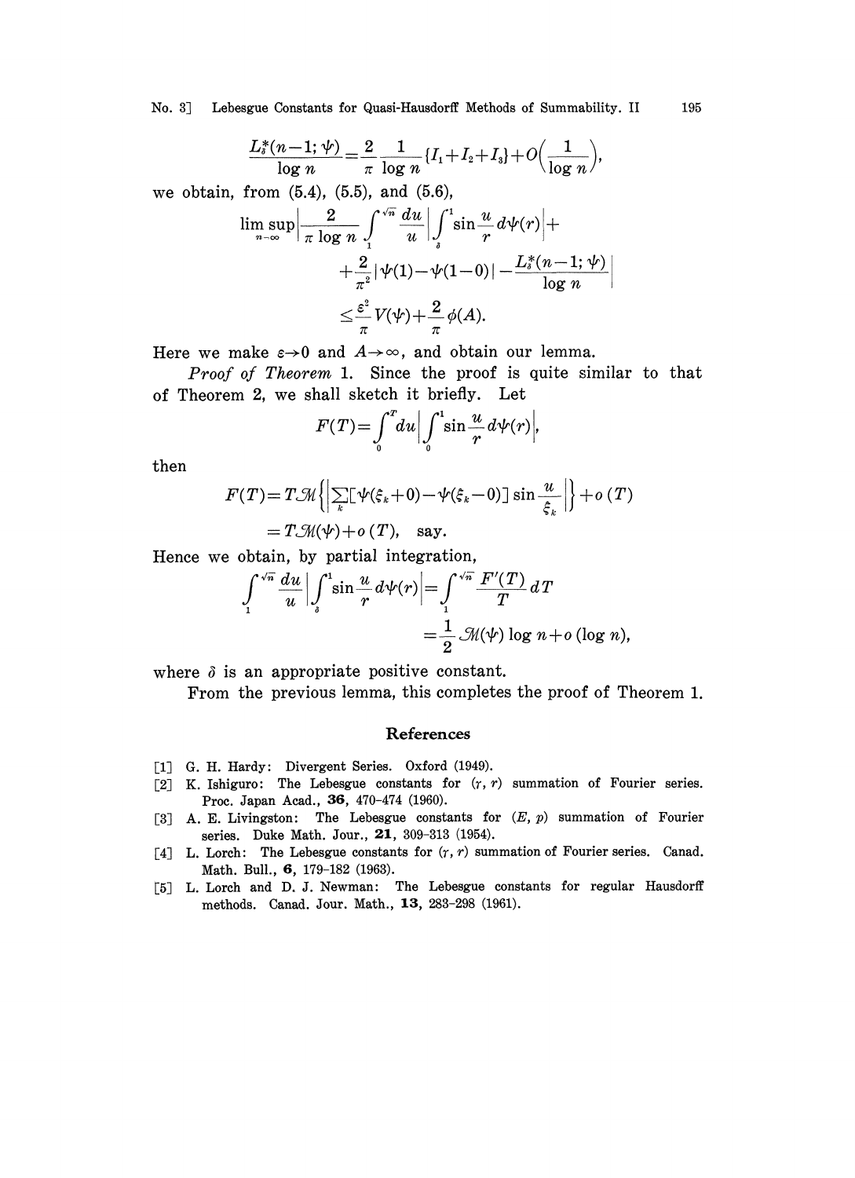$$\frac{L_\delta^*(n-1;\psi)}{\log n}=\frac{2}{\pi}\frac{1}{\log n}\{I_1+I_2+I_3\}+O\Big(\frac{1}{\log n}\Big),$$

we obtain, from (5.4), (5.5), and (5.6),

$$\limsup_{n\to\infty}\Big|\frac{2}{\pi\log n}\int_1^{\sqrt{n}}\frac{du}{u}\Big|\int_\delta^1\sin\frac{u}{r}\,d\psi(r)\Big|+ +\frac{2}{\pi^2}|\psi(1)-\psi(1-0)|-\frac{L_\delta^*(n-1;\psi)}{\log n}\Big| \leq\frac{\varepsilon^2}{\pi}V(\psi)+\frac{2}{\pi}\phi(A).$$

Here we make $\varepsilon\to 0$ and $A\to\infty$, and obtain our lemma.

*Proof of Theorem* 1. Since the proof is quite similar to that of Theorem 2, we shall sketch it briefly. Let

$$F(T)=\int_0^T du\Big|\int_0^1\sin\frac{u}{r}\,d\psi(r)\Big|,$$

then

$$F(T)=T\mathcal{M}\Big\{\Big|\sum_k[\psi(\xi_k+0)-\psi(\xi_k-0)]\sin\frac{u}{\xi_k}\Big|\Big\}+o(T)$$
$$=T\mathcal{M}(\psi)+o(T),\quad\text{say.}$$

Hence we obtain, by partial integration,

$$\int_1^{\sqrt{n}}\frac{du}{u}\Big|\int_\delta^1\sin\frac{u}{r}\,d\psi(r)\Big|=\int_1^{\sqrt{n}}\frac{F'(T)}{T}\,dT$$
$$=\frac{1}{2}\mathcal{M}(\psi)\log n+o(\log n),$$

where $\delta$ is an appropriate positive constant.

From the previous lemma, this completes the proof of Theorem 1.

## References

[1] G. H. Hardy: Divergent Series. Oxford (1949).

[2] K. Ishiguro: The Lebesgue constants for $(\gamma, r)$ summation of Fourier series. Proc. Japan Acad., **36**, 470-474 (1960).

[3] A. E. Livingston: The Lebesgue constants for $(E, p)$ summation of Fourier series. Duke Math. Jour., **21**, 309-313 (1954).

[4] L. Lorch: The Lebesgue constants for $(\gamma, r)$ summation of Fourier series. Canad. Math. Bull., **6**, 179-182 (1963).

[5] L. Lorch and D. J. Newman: The Lebesgue constants for regular Hausdorff methods. Canad. Jour. Math., **13**, 283-298 (1961).